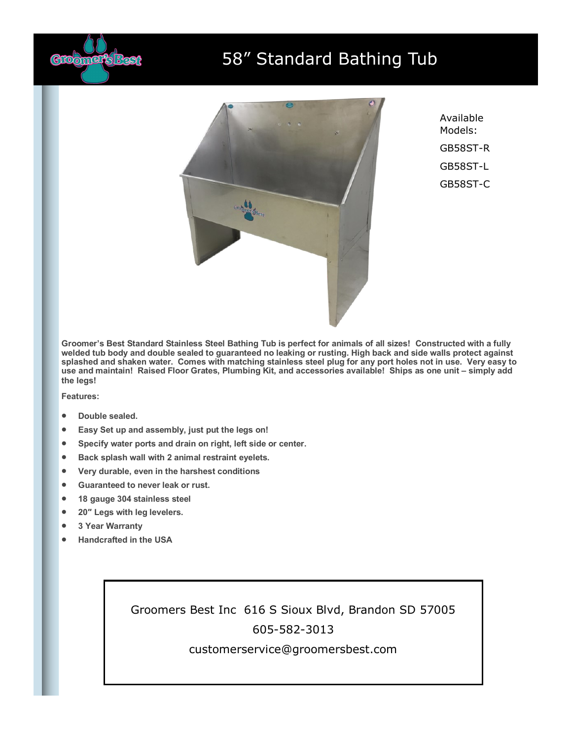# 58” Standard Bathing Tub

Available Models:

GB58ST-R

GB58ST-L

GB58ST-C

**Groomer’s Best Standard Stainless Steel Bathing Tub is perfect for animals of all sizes! Constructed with a fully welded tub body and double sealed to guaranteed no leaking or rusting. High back and side walls protect against splashed and shaken water. Comes with matching stainless steel plug for any port holes not in use. Very easy to use and maintain! Raised Floor Grates, Plumbing Kit, and accessories available! Ships as one unit – simply add the legs!**

**Features:**

- **Double sealed.**
- **Easy Set up and assembly, just put the legs on!**
- **Specify water ports and drain on right, left side or center.**
- **Back splash wall with 2 animal restraint eyelets.**
- **Very durable, even in the harshest conditions**
- **Guaranteed to never leak or rust.**
- **18 gauge 304 stainless steel**
- **20″ Legs with leg levelers.**
- **3 Year Warranty**
- **Handcrafted in the USA**

Groomers Best Inc 616 S Sioux Blvd, Brandon SD 57005

605-582-3013

customerservice@groomersbest.com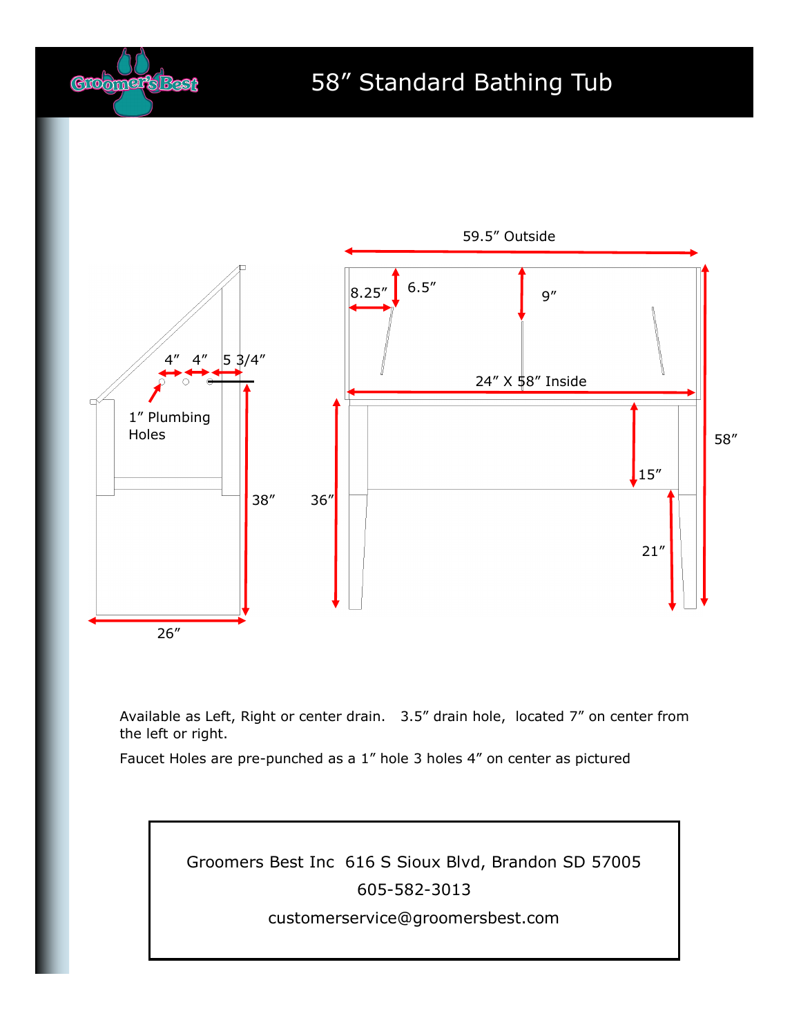# 58” Standard Bathing Tub

4” 4” 5 3/4”

1” Plumbing Holes

38”

26”

59.5” Outside

8.25” 6.5” 9”

24” X 58” Inside

36”

15”

21”

58”

Available as Left, Right or center drain. 3.5” drain hole, located 7” on center from the left or right.

Faucet Holes are pre-punched as a 1” hole 3 holes 4” on center as pictured

Groomers Best Inc 616 S Sioux Blvd, Brandon SD 57005

605-582-3013

customerservice@groomersbest.com